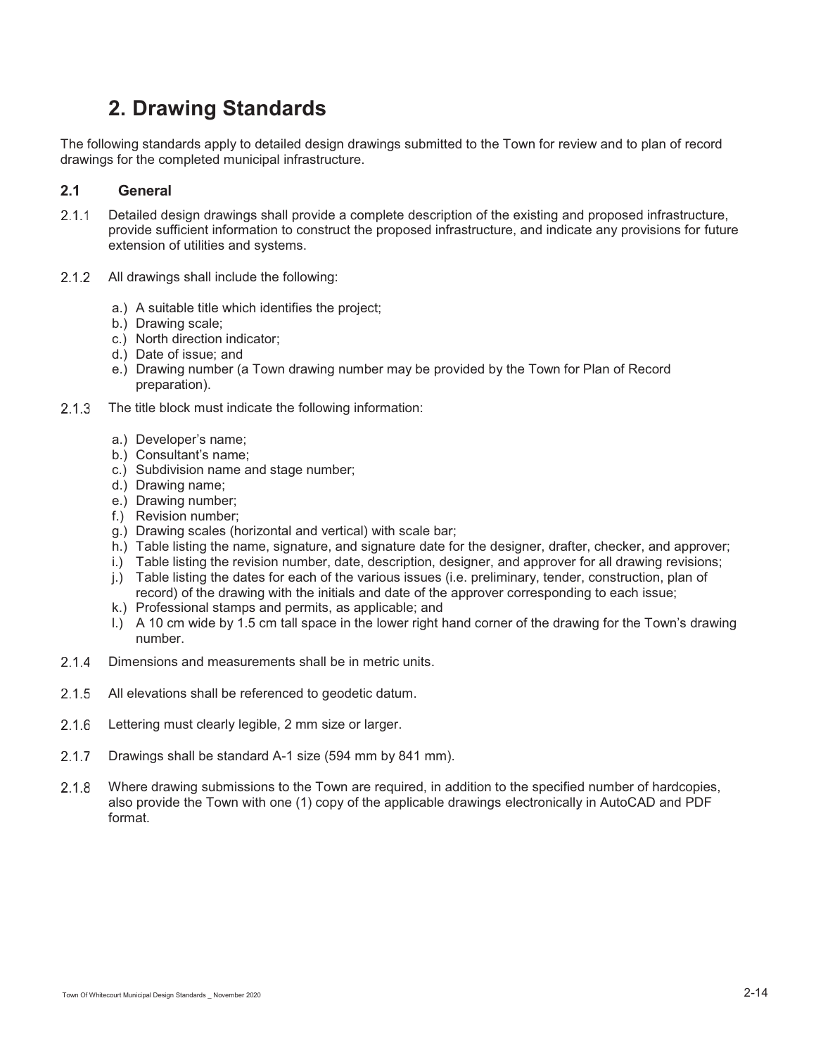# 2. Drawing Standards

The following standards apply to detailed design drawings submitted to the Town for review and to plan of record drawings for the completed municipal infrastructure.

## 2.1 General

2.1.1 Detailed design drawings shall provide a complete description of the existing and proposed infrastructure, provide sufficient information to construct the proposed infrastructure, and indicate any provisions for future extension of utilities and systems.

2.1.2 All drawings shall include the following:

a.) A suitable title which identifies the project;
b.) Drawing scale;
c.) North direction indicator;
d.) Date of issue; and
e.) Drawing number (a Town drawing number may be provided by the Town for Plan of Record preparation).

2.1.3 The title block must indicate the following information:

a.) Developer's name;
b.) Consultant's name;
c.) Subdivision name and stage number;
d.) Drawing name;
e.) Drawing number;
f.) Revision number;
g.) Drawing scales (horizontal and vertical) with scale bar;
h.) Table listing the name, signature, and signature date for the designer, drafter, checker, and approver;
i.) Table listing the revision number, date, description, designer, and approver for all drawing revisions;
j.) Table listing the dates for each of the various issues (i.e. preliminary, tender, construction, plan of record) of the drawing with the initials and date of the approver corresponding to each issue;
k.) Professional stamps and permits, as applicable; and
l.) A 10 cm wide by 1.5 cm tall space in the lower right hand corner of the drawing for the Town's drawing number.

2.1.4 Dimensions and measurements shall be in metric units.

2.1.5 All elevations shall be referenced to geodetic datum.

2.1.6 Lettering must clearly legible, 2 mm size or larger.

2.1.7 Drawings shall be standard A-1 size (594 mm by 841 mm).

2.1.8 Where drawing submissions to the Town are required, in addition to the specified number of hardcopies, also provide the Town with one (1) copy of the applicable drawings electronically in AutoCAD and PDF format.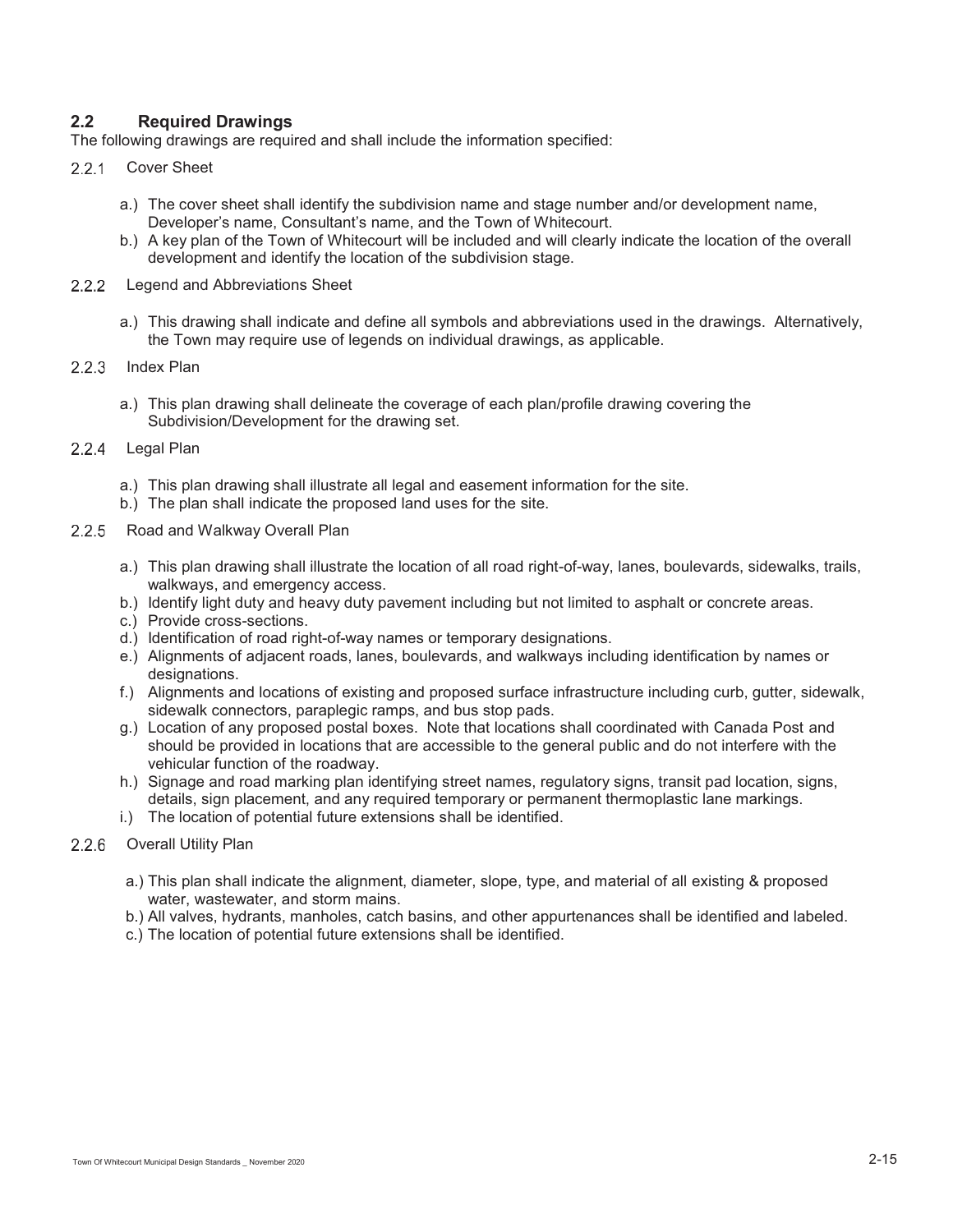## 2.2 Required Drawings

The following drawings are required and shall include the information specified:

### 2.2.1 Cover Sheet

a.) The cover sheet shall identify the subdivision name and stage number and/or development name, Developer's name, Consultant's name, and the Town of Whitecourt.

b.) A key plan of the Town of Whitecourt will be included and will clearly indicate the location of the overall development and identify the location of the subdivision stage.

### 2.2.2 Legend and Abbreviations Sheet

a.) This drawing shall indicate and define all symbols and abbreviations used in the drawings. Alternatively, the Town may require use of legends on individual drawings, as applicable.

### 2.2.3 Index Plan

a.) This plan drawing shall delineate the coverage of each plan/profile drawing covering the Subdivision/Development for the drawing set.

### 2.2.4 Legal Plan

a.) This plan drawing shall illustrate all legal and easement information for the site.

b.) The plan shall indicate the proposed land uses for the site.

### 2.2.5 Road and Walkway Overall Plan

a.) This plan drawing shall illustrate the location of all road right-of-way, lanes, boulevards, sidewalks, trails, walkways, and emergency access.

b.) Identify light duty and heavy duty pavement including but not limited to asphalt or concrete areas.

c.) Provide cross-sections.

d.) Identification of road right-of-way names or temporary designations.

e.) Alignments of adjacent roads, lanes, boulevards, and walkways including identification by names or designations.

f.) Alignments and locations of existing and proposed surface infrastructure including curb, gutter, sidewalk, sidewalk connectors, paraplegic ramps, and bus stop pads.

g.) Location of any proposed postal boxes. Note that locations shall coordinated with Canada Post and should be provided in locations that are accessible to the general public and do not interfere with the vehicular function of the roadway.

h.) Signage and road marking plan identifying street names, regulatory signs, transit pad location, signs, details, sign placement, and any required temporary or permanent thermoplastic lane markings.

i.) The location of potential future extensions shall be identified.

### 2.2.6 Overall Utility Plan

a.) This plan shall indicate the alignment, diameter, slope, type, and material of all existing & proposed water, wastewater, and storm mains.

b.) All valves, hydrants, manholes, catch basins, and other appurtenances shall be identified and labeled.

c.) The location of potential future extensions shall be identified.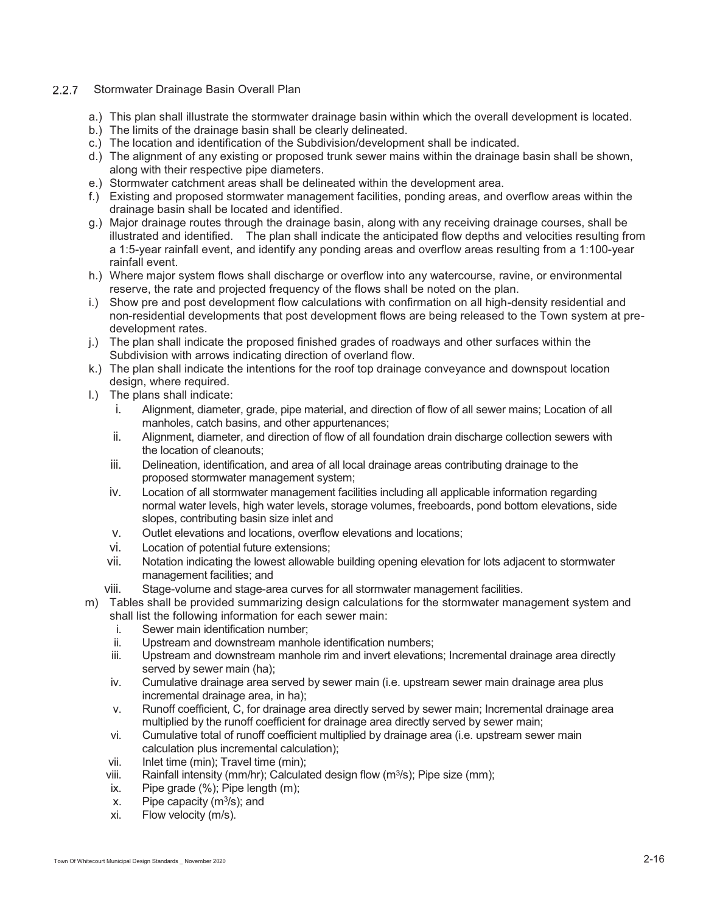### 2.2.7 Stormwater Drainage Basin Overall Plan

a.) This plan shall illustrate the stormwater drainage basin within which the overall development is located.

b.) The limits of the drainage basin shall be clearly delineated.

c.) The location and identification of the Subdivision/development shall be indicated.

d.) The alignment of any existing or proposed trunk sewer mains within the drainage basin shall be shown, along with their respective pipe diameters.

e.) Stormwater catchment areas shall be delineated within the development area.

f.) Existing and proposed stormwater management facilities, ponding areas, and overflow areas within the drainage basin shall be located and identified.

g.) Major drainage routes through the drainage basin, along with any receiving drainage courses, shall be illustrated and identified. The plan shall indicate the anticipated flow depths and velocities resulting from a 1:5-year rainfall event, and identify any ponding areas and overflow areas resulting from a 1:100-year rainfall event.

h.) Where major system flows shall discharge or overflow into any watercourse, ravine, or environmental reserve, the rate and projected frequency of the flows shall be noted on the plan.

i.) Show pre and post development flow calculations with confirmation on all high-density residential and non-residential developments that post development flows are being released to the Town system at pre-development rates.

j.) The plan shall indicate the proposed finished grades of roadways and other surfaces within the Subdivision with arrows indicating direction of overland flow.

k.) The plan shall indicate the intentions for the roof top drainage conveyance and downspout location design, where required.

l.) The plans shall indicate:

i. Alignment, diameter, grade, pipe material, and direction of flow of all sewer mains; Location of all manholes, catch basins, and other appurtenances;

ii. Alignment, diameter, and direction of flow of all foundation drain discharge collection sewers with the location of cleanouts;

iii. Delineation, identification, and area of all local drainage areas contributing drainage to the proposed stormwater management system;

iv. Location of all stormwater management facilities including all applicable information regarding normal water levels, high water levels, storage volumes, freeboards, pond bottom elevations, side slopes, contributing basin size inlet and

v. Outlet elevations and locations, overflow elevations and locations;

vi. Location of potential future extensions;

vii. Notation indicating the lowest allowable building opening elevation for lots adjacent to stormwater management facilities; and

viii. Stage-volume and stage-area curves for all stormwater management facilities.

m) Tables shall be provided summarizing design calculations for the stormwater management system and shall list the following information for each sewer main:

i. Sewer main identification number;

ii. Upstream and downstream manhole identification numbers;

iii. Upstream and downstream manhole rim and invert elevations; Incremental drainage area directly served by sewer main (ha);

iv. Cumulative drainage area served by sewer main (i.e. upstream sewer main drainage area plus incremental drainage area, in ha);

v. Runoff coefficient, C, for drainage area directly served by sewer main; Incremental drainage area multiplied by the runoff coefficient for drainage area directly served by sewer main;

vi. Cumulative total of runoff coefficient multiplied by drainage area (i.e. upstream sewer main calculation plus incremental calculation);

vii. Inlet time (min); Travel time (min);

viii. Rainfall intensity (mm/hr); Calculated design flow ($m^3/s$); Pipe size (mm);

ix. Pipe grade (%); Pipe length (m);

x. Pipe capacity ($m^3/s$); and

xi. Flow velocity (m/s).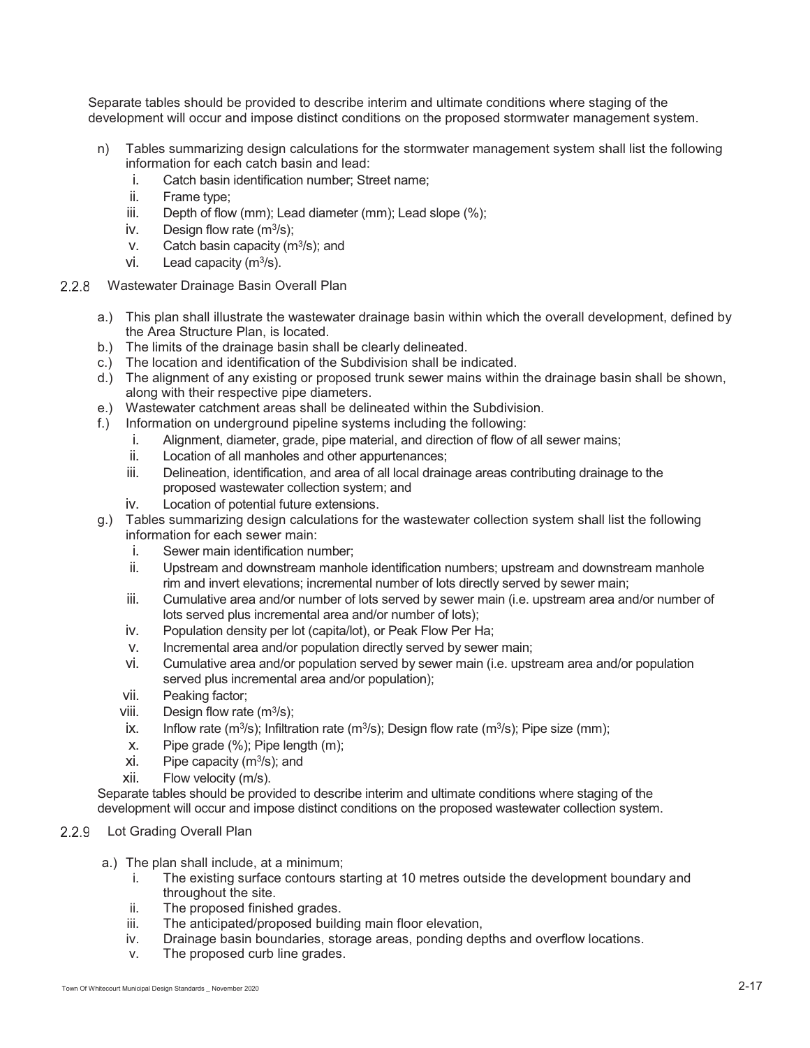Separate tables should be provided to describe interim and ultimate conditions where staging of the development will occur and impose distinct conditions on the proposed stormwater management system.

n) Tables summarizing design calculations for the stormwater management system shall list the following information for each catch basin and lead:
   i. Catch basin identification number; Street name;
   ii. Frame type;
   iii. Depth of flow (mm); Lead diameter (mm); Lead slope (%);
   iv. Design flow rate ($m^3/s$);
   v. Catch basin capacity ($m^3/s$); and
   vi. Lead capacity ($m^3/s$).

### 2.2.8 Wastewater Drainage Basin Overall Plan

a.) This plan shall illustrate the wastewater drainage basin within which the overall development, defined by the Area Structure Plan, is located.
b.) The limits of the drainage basin shall be clearly delineated.
c.) The location and identification of the Subdivision shall be indicated.
d.) The alignment of any existing or proposed trunk sewer mains within the drainage basin shall be shown, along with their respective pipe diameters.
e.) Wastewater catchment areas shall be delineated within the Subdivision.
f.) Information on underground pipeline systems including the following:
   i. Alignment, diameter, grade, pipe material, and direction of flow of all sewer mains;
   ii. Location of all manholes and other appurtenances;
   iii. Delineation, identification, and area of all local drainage areas contributing drainage to the proposed wastewater collection system; and
   iv. Location of potential future extensions.
g.) Tables summarizing design calculations for the wastewater collection system shall list the following information for each sewer main:
   i. Sewer main identification number;
   ii. Upstream and downstream manhole identification numbers; upstream and downstream manhole rim and invert elevations; incremental number of lots directly served by sewer main;
   iii. Cumulative area and/or number of lots served by sewer main (i.e. upstream area and/or number of lots served plus incremental area and/or number of lots);
   iv. Population density per lot (capita/lot), or Peak Flow Per Ha;
   v. Incremental area and/or population directly served by sewer main;
   vi. Cumulative area and/or population served by sewer main (i.e. upstream area and/or population served plus incremental area and/or population);
   vii. Peaking factor;
   viii. Design flow rate ($m^3/s$);
   ix. Inflow rate ($m^3/s$); Infiltration rate ($m^3/s$); Design flow rate ($m^3/s$); Pipe size (mm);
   x. Pipe grade (%); Pipe length (m);
   xi. Pipe capacity ($m^3/s$); and
   xii. Flow velocity (m/s).

Separate tables should be provided to describe interim and ultimate conditions where staging of the development will occur and impose distinct conditions on the proposed wastewater collection system.

### 2.2.9 Lot Grading Overall Plan

a.) The plan shall include, at a minimum;
   i. The existing surface contours starting at 10 metres outside the development boundary and throughout the site.
   ii. The proposed finished grades.
   iii. The anticipated/proposed building main floor elevation,
   iv. Drainage basin boundaries, storage areas, ponding depths and overflow locations.
   v. The proposed curb line grades.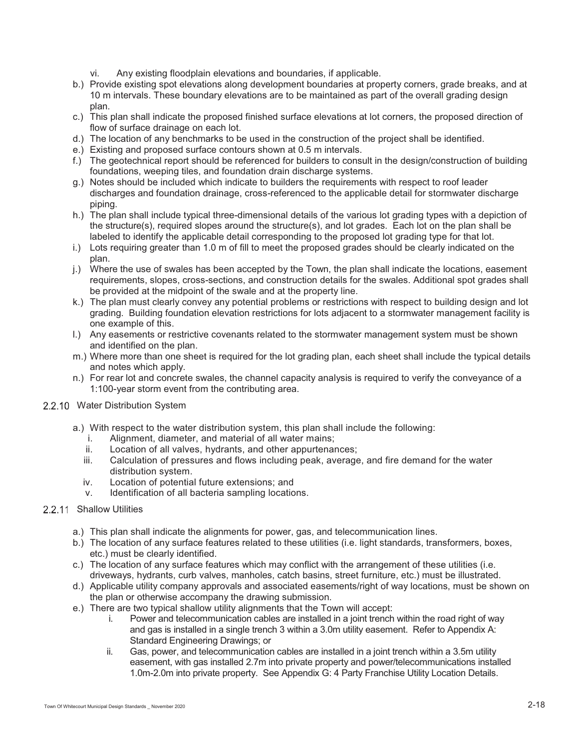vi. Any existing floodplain elevations and boundaries, if applicable.

b.) Provide existing spot elevations along development boundaries at property corners, grade breaks, and at 10 m intervals. These boundary elevations are to be maintained as part of the overall grading design plan.

c.) This plan shall indicate the proposed finished surface elevations at lot corners, the proposed direction of flow of surface drainage on each lot.

d.) The location of any benchmarks to be used in the construction of the project shall be identified.

e.) Existing and proposed surface contours shown at 0.5 m intervals.

f.) The geotechnical report should be referenced for builders to consult in the design/construction of building foundations, weeping tiles, and foundation drain discharge systems.

g.) Notes should be included which indicate to builders the requirements with respect to roof leader discharges and foundation drainage, cross-referenced to the applicable detail for stormwater discharge piping.

h.) The plan shall include typical three-dimensional details of the various lot grading types with a depiction of the structure(s), required slopes around the structure(s), and lot grades. Each lot on the plan shall be labeled to identify the applicable detail corresponding to the proposed lot grading type for that lot.

i.) Lots requiring greater than 1.0 m of fill to meet the proposed grades should be clearly indicated on the plan.

j.) Where the use of swales has been accepted by the Town, the plan shall indicate the locations, easement requirements, slopes, cross-sections, and construction details for the swales. Additional spot grades shall be provided at the midpoint of the swale and at the property line.

k.) The plan must clearly convey any potential problems or restrictions with respect to building design and lot grading. Building foundation elevation restrictions for lots adjacent to a stormwater management facility is one example of this.

l.) Any easements or restrictive covenants related to the stormwater management system must be shown and identified on the plan.

m.) Where more than one sheet is required for the lot grading plan, each sheet shall include the typical details and notes which apply.

n.) For rear lot and concrete swales, the channel capacity analysis is required to verify the conveyance of a 1:100-year storm event from the contributing area.

### 2.2.10 Water Distribution System

a.) With respect to the water distribution system, this plan shall include the following:

i. Alignment, diameter, and material of all water mains;

ii. Location of all valves, hydrants, and other appurtenances;

iii. Calculation of pressures and flows including peak, average, and fire demand for the water distribution system.

iv. Location of potential future extensions; and

v. Identification of all bacteria sampling locations.

### 2.2.11 Shallow Utilities

a.) This plan shall indicate the alignments for power, gas, and telecommunication lines.

b.) The location of any surface features related to these utilities (i.e. light standards, transformers, boxes, etc.) must be clearly identified.

c.) The location of any surface features which may conflict with the arrangement of these utilities (i.e. driveways, hydrants, curb valves, manholes, catch basins, street furniture, etc.) must be illustrated.

d.) Applicable utility company approvals and associated easements/right of way locations, must be shown on the plan or otherwise accompany the drawing submission.

e.) There are two typical shallow utility alignments that the Town will accept:

i. Power and telecommunication cables are installed in a joint trench within the road right of way and gas is installed in a single trench 3 within a 3.0m utility easement. Refer to Appendix A: Standard Engineering Drawings; or

ii. Gas, power, and telecommunication cables are installed in a joint trench within a 3.5m utility easement, with gas installed 2.7m into private property and power/telecommunications installed 1.0m-2.0m into private property. See Appendix G: 4 Party Franchise Utility Location Details.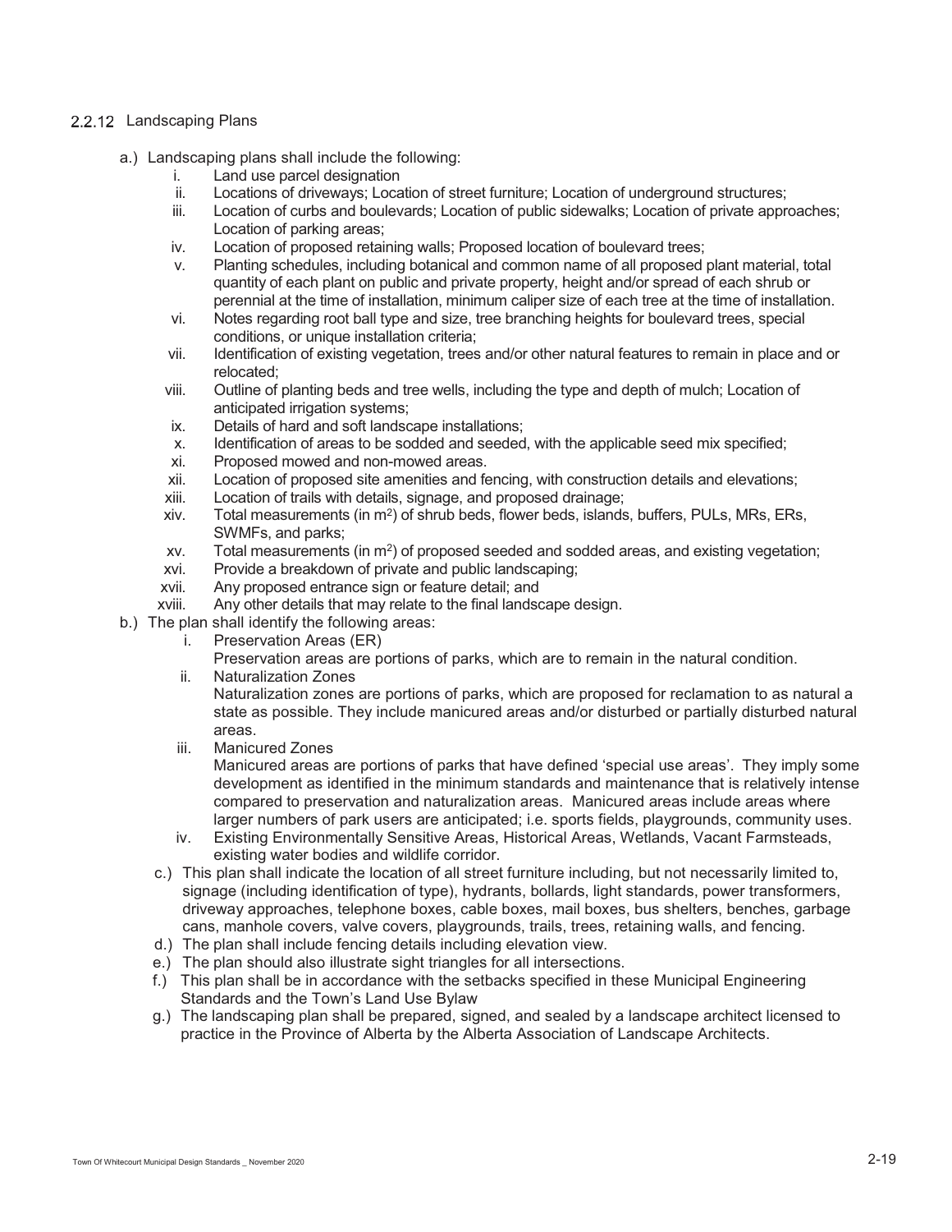### 2.2.12 Landscaping Plans

a.) Landscaping plans shall include the following:

i. Land use parcel designation
ii. Locations of driveways; Location of street furniture; Location of underground structures;
iii. Location of curbs and boulevards; Location of public sidewalks; Location of private approaches; Location of parking areas;
iv. Location of proposed retaining walls; Proposed location of boulevard trees;
v. Planting schedules, including botanical and common name of all proposed plant material, total quantity of each plant on public and private property, height and/or spread of each shrub or perennial at the time of installation, minimum caliper size of each tree at the time of installation.
vi. Notes regarding root ball type and size, tree branching heights for boulevard trees, special conditions, or unique installation criteria;
vii. Identification of existing vegetation, trees and/or other natural features to remain in place and or relocated;
viii. Outline of planting beds and tree wells, including the type and depth of mulch; Location of anticipated irrigation systems;
ix. Details of hard and soft landscape installations;
x. Identification of areas to be sodded and seeded, with the applicable seed mix specified;
xi. Proposed mowed and non-mowed areas.
xii. Location of proposed site amenities and fencing, with construction details and elevations;
xiii. Location of trails with details, signage, and proposed drainage;
xiv. Total measurements (in $m^2$) of shrub beds, flower beds, islands, buffers, PULs, MRs, ERs, SWMFs, and parks;
xv. Total measurements (in $m^2$) of proposed seeded and sodded areas, and existing vegetation;
xvi. Provide a breakdown of private and public landscaping;
xvii. Any proposed entrance sign or feature detail; and
xviii. Any other details that may relate to the final landscape design.

b.) The plan shall identify the following areas:

i. Preservation Areas (ER)
Preservation areas are portions of parks, which are to remain in the natural condition.
ii. Naturalization Zones
Naturalization zones are portions of parks, which are proposed for reclamation to as natural a state as possible. They include manicured areas and/or disturbed or partially disturbed natural areas.
iii. Manicured Zones
Manicured areas are portions of parks that have defined 'special use areas'. They imply some development as identified in the minimum standards and maintenance that is relatively intense compared to preservation and naturalization areas. Manicured areas include areas where larger numbers of park users are anticipated; i.e. sports fields, playgrounds, community uses.
iv. Existing Environmentally Sensitive Areas, Historical Areas, Wetlands, Vacant Farmsteads, existing water bodies and wildlife corridor.

c.) This plan shall indicate the location of all street furniture including, but not necessarily limited to, signage (including identification of type), hydrants, bollards, light standards, power transformers, driveway approaches, telephone boxes, cable boxes, mail boxes, bus shelters, benches, garbage cans, manhole covers, valve covers, playgrounds, trails, trees, retaining walls, and fencing.

d.) The plan shall include fencing details including elevation view.

e.) The plan should also illustrate sight triangles for all intersections.

f.) This plan shall be in accordance with the setbacks specified in these Municipal Engineering Standards and the Town's Land Use Bylaw

g.) The landscaping plan shall be prepared, signed, and sealed by a landscape architect licensed to practice in the Province of Alberta by the Alberta Association of Landscape Architects.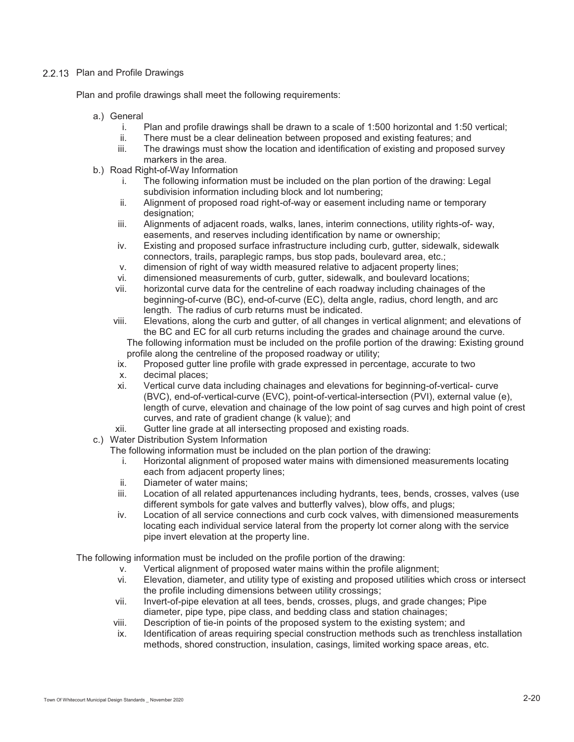### 2.2.13 Plan and Profile Drawings

Plan and profile drawings shall meet the following requirements:

a.) General
   i. Plan and profile drawings shall be drawn to a scale of 1:500 horizontal and 1:50 vertical;
   ii. There must be a clear delineation between proposed and existing features; and
   iii. The drawings must show the location and identification of existing and proposed survey markers in the area.

b.) Road Right-of-Way Information
   i. The following information must be included on the plan portion of the drawing: Legal subdivision information including block and lot numbering;
   ii. Alignment of proposed road right-of-way or easement including name or temporary designation;
   iii. Alignments of adjacent roads, walks, lanes, interim connections, utility rights-of- way, easements, and reserves including identification by name or ownership;
   iv. Existing and proposed surface infrastructure including curb, gutter, sidewalk, sidewalk connectors, trails, paraplegic ramps, bus stop pads, boulevard area, etc.;
   v. dimension of right of way width measured relative to adjacent property lines;
   vi. dimensioned measurements of curb, gutter, sidewalk, and boulevard locations;
   vii. horizontal curve data for the centreline of each roadway including chainages of the beginning-of-curve (BC), end-of-curve (EC), delta angle, radius, chord length, and arc length. The radius of curb returns must be indicated.
   viii. Elevations, along the curb and gutter, of all changes in vertical alignment; and elevations of the BC and EC for all curb returns including the grades and chainage around the curve.

   The following information must be included on the profile portion of the drawing: Existing ground profile along the centreline of the proposed roadway or utility;

   ix. Proposed gutter line profile with grade expressed in percentage, accurate to two
   x. decimal places;
   xi. Vertical curve data including chainages and elevations for beginning-of-vertical- curve (BVC), end-of-vertical-curve (EVC), point-of-vertical-intersection (PVI), external value (e), length of curve, elevation and chainage of the low point of sag curves and high point of crest curves, and rate of gradient change (k value); and
   xii. Gutter line grade at all intersecting proposed and existing roads.

c.) Water Distribution System Information

   The following information must be included on the plan portion of the drawing:

   i. Horizontal alignment of proposed water mains with dimensioned measurements locating each from adjacent property lines;
   ii. Diameter of water mains;
   iii. Location of all related appurtenances including hydrants, tees, bends, crosses, valves (use different symbols for gate valves and butterfly valves), blow offs, and plugs;
   iv. Location of all service connections and curb cock valves, with dimensioned measurements locating each individual service lateral from the property lot corner along with the service pipe invert elevation at the property line.

The following information must be included on the profile portion of the drawing:

   v. Vertical alignment of proposed water mains within the profile alignment;
   vi. Elevation, diameter, and utility type of existing and proposed utilities which cross or intersect the profile including dimensions between utility crossings;
   vii. Invert-of-pipe elevation at all tees, bends, crosses, plugs, and grade changes; Pipe diameter, pipe type, pipe class, and bedding class and station chainages;
   viii. Description of tie-in points of the proposed system to the existing system; and
   ix. Identification of areas requiring special construction methods such as trenchless installation methods, shored construction, insulation, casings, limited working space areas, etc.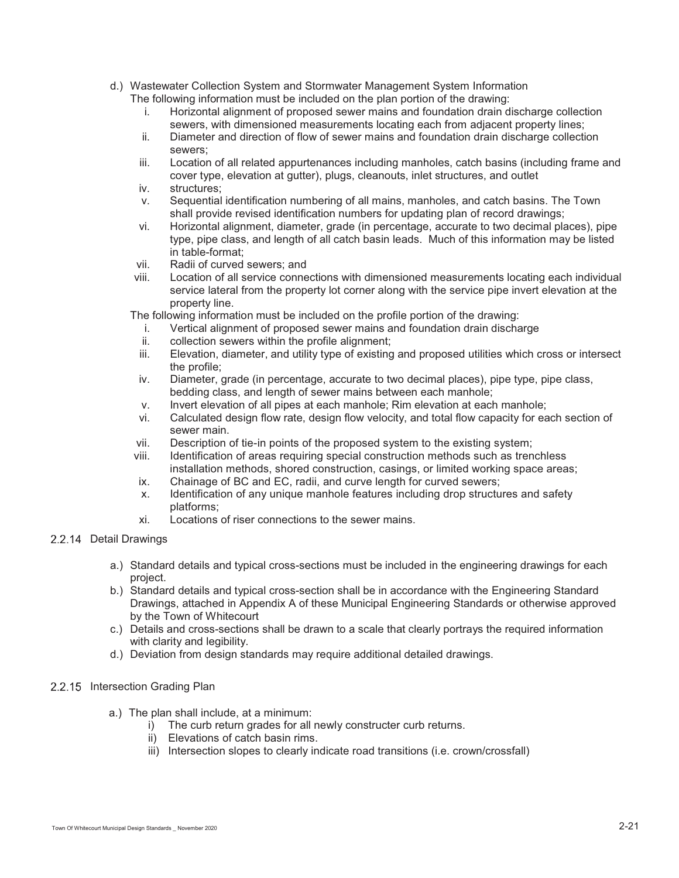d.) Wastewater Collection System and Stormwater Management System Information

The following information must be included on the plan portion of the drawing:

i. Horizontal alignment of proposed sewer mains and foundation drain discharge collection sewers, with dimensioned measurements locating each from adjacent property lines;
ii. Diameter and direction of flow of sewer mains and foundation drain discharge collection sewers;
iii. Location of all related appurtenances including manholes, catch basins (including frame and cover type, elevation at gutter), plugs, cleanouts, inlet structures, and outlet
iv. structures;
v. Sequential identification numbering of all mains, manholes, and catch basins. The Town shall provide revised identification numbers for updating plan of record drawings;
vi. Horizontal alignment, diameter, grade (in percentage, accurate to two decimal places), pipe type, pipe class, and length of all catch basin leads. Much of this information may be listed in table-format;
vii. Radii of curved sewers; and
viii. Location of all service connections with dimensioned measurements locating each individual service lateral from the property lot corner along with the service pipe invert elevation at the property line.

The following information must be included on the profile portion of the drawing:

i. Vertical alignment of proposed sewer mains and foundation drain discharge
ii. collection sewers within the profile alignment;
iii. Elevation, diameter, and utility type of existing and proposed utilities which cross or intersect the profile;
iv. Diameter, grade (in percentage, accurate to two decimal places), pipe type, pipe class, bedding class, and length of sewer mains between each manhole;
v. Invert elevation of all pipes at each manhole; Rim elevation at each manhole;
vi. Calculated design flow rate, design flow velocity, and total flow capacity for each section of sewer main.
vii. Description of tie-in points of the proposed system to the existing system;
viii. Identification of areas requiring special construction methods such as trenchless installation methods, shored construction, casings, or limited working space areas;
ix. Chainage of BC and EC, radii, and curve length for curved sewers;
x. Identification of any unique manhole features including drop structures and safety platforms;
xi. Locations of riser connections to the sewer mains.

### 2.2.14 Detail Drawings

a.) Standard details and typical cross-sections must be included in the engineering drawings for each project.

b.) Standard details and typical cross-section shall be in accordance with the Engineering Standard Drawings, attached in Appendix A of these Municipal Engineering Standards or otherwise approved by the Town of Whitecourt

c.) Details and cross-sections shall be drawn to a scale that clearly portrays the required information with clarity and legibility.

d.) Deviation from design standards may require additional detailed drawings.

### 2.2.15 Intersection Grading Plan

a.) The plan shall include, at a minimum:

i) The curb return grades for all newly constructer curb returns.
ii) Elevations of catch basin rims.
iii) Intersection slopes to clearly indicate road transitions (i.e. crown/crossfall)